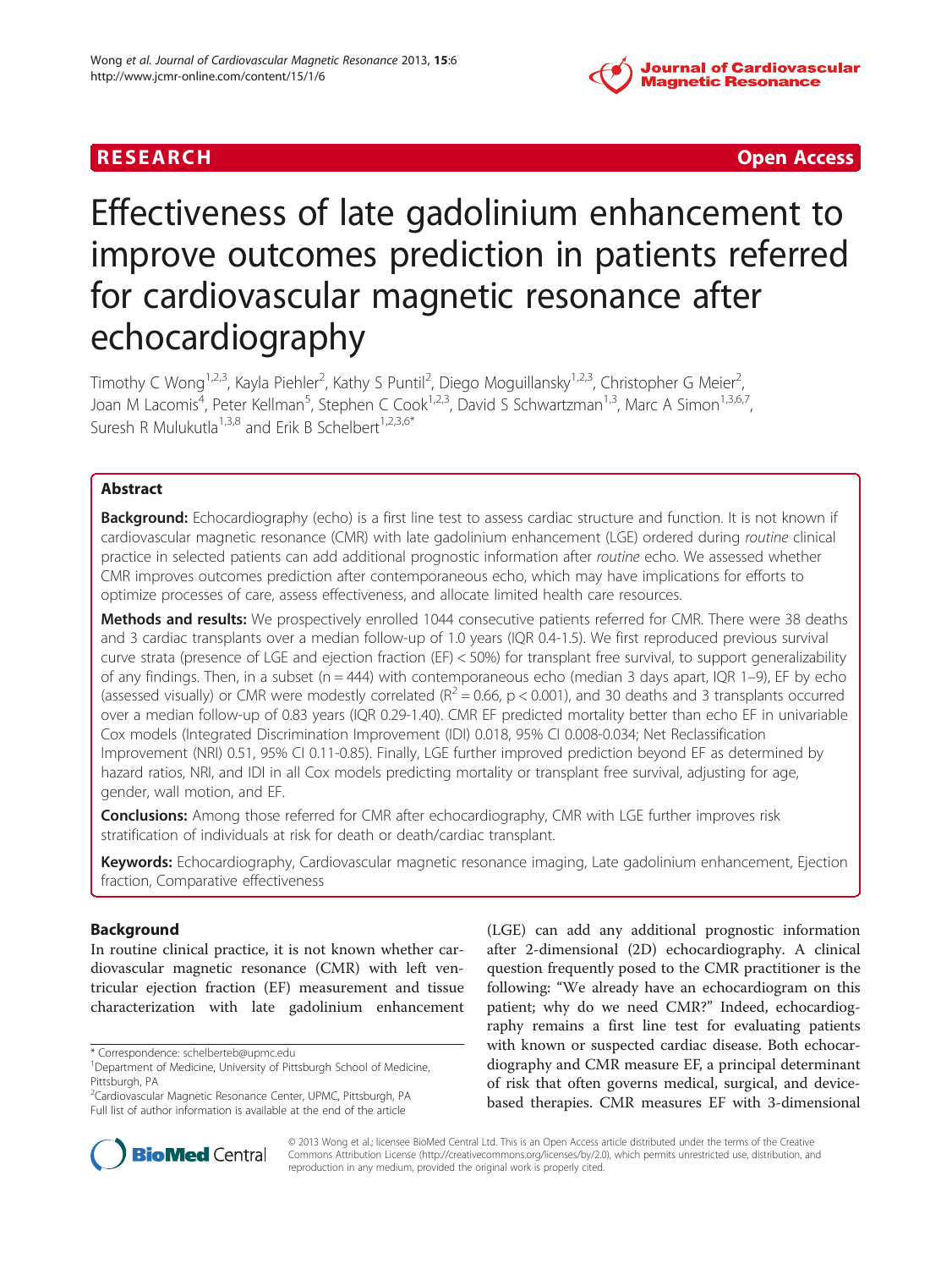RESEARCH Open Access

# Effectiveness of late gadolinium enhancement to improve outcomes prediction in patients referred for cardiovascular magnetic resonance after echocardiography

Timothy C Wong[1,2,3], Kayla Piehler[2], Kathy S Puntil[2], Diego Moguillansky[1,2,3], Christopher G Meier[2], Joan M Lacomis[4], Peter Kellman[5], Stephen C Cook[1,2,3], David S Schwartzman[1,3], Marc A Simon[1,3,6,7], Suresh R Mulukutla[1,3,8] and Erik B Schelbert[1,2,3,6*]

## Abstract

**Background:** Echocardiography (echo) is a first line test to assess cardiac structure and function. It is not known if cardiovascular magnetic resonance (CMR) with late gadolinium enhancement (LGE) ordered during *routine* clinical practice in selected patients can add additional prognostic information after *routine* echo. We assessed whether CMR improves outcomes prediction after contemporaneous echo, which may have implications for efforts to optimize processes of care, assess effectiveness, and allocate limited health care resources.

**Methods and results:** We prospectively enrolled 1044 consecutive patients referred for CMR. There were 38 deaths and 3 cardiac transplants over a median follow-up of 1.0 years (IQR 0.4-1.5). We first reproduced previous survival curve strata (presence of LGE and ejection fraction (EF) < 50%) for transplant free survival, to support generalizability of any findings. Then, in a subset (n = 444) with contemporaneous echo (median 3 days apart, IQR 1–9), EF by echo (assessed visually) or CMR were modestly correlated ($R^2 = 0.66$, $p < 0.001$), and 30 deaths and 3 transplants occurred over a median follow-up of 0.83 years (IQR 0.29-1.40). CMR EF predicted mortality better than echo EF in univariable Cox models (Integrated Discrimination Improvement (IDI) 0.018, 95% CI 0.008-0.034; Net Reclassification Improvement (NRI) 0.51, 95% CI 0.11-0.85). Finally, LGE further improved prediction beyond EF as determined by hazard ratios, NRI, and IDI in all Cox models predicting mortality or transplant free survival, adjusting for age, gender, wall motion, and EF.

**Conclusions:** Among those referred for CMR after echocardiography, CMR with LGE further improves risk stratification of individuals at risk for death or death/cardiac transplant.

**Keywords:** Echocardiography, Cardiovascular magnetic resonance imaging, Late gadolinium enhancement, Ejection fraction, Comparative effectiveness

## Background

In routine clinical practice, it is not known whether cardiovascular magnetic resonance (CMR) with left ventricular ejection fraction (EF) measurement and tissue characterization with late gadolinium enhancement (LGE) can add any additional prognostic information after 2-dimensional (2D) echocardiography. A clinical question frequently posed to the CMR practitioner is the following: "We already have an echocardiogram on this patient; why do we need CMR?" Indeed, echocardiography remains a first line test for evaluating patients with known or suspected cardiac disease. Both echocardiography and CMR measure EF, a principal determinant of risk that often governs medical, surgical, and device-based therapies. CMR measures EF with 3-dimensional

\* Correspondence: schelberteb@upmc.edu
[1]Department of Medicine, University of Pittsburgh School of Medicine, Pittsburgh, PA
[2]Cardiovascular Magnetic Resonance Center, UPMC, Pittsburgh, PA
Full list of author information is available at the end of the article

© 2013 Wong et al.; licensee BioMed Central Ltd. This is an Open Access article distributed under the terms of the Creative Commons Attribution License (http://creativecommons.org/licenses/by/2.0), which permits unrestricted use, distribution, and reproduction in any medium, provided the original work is properly cited.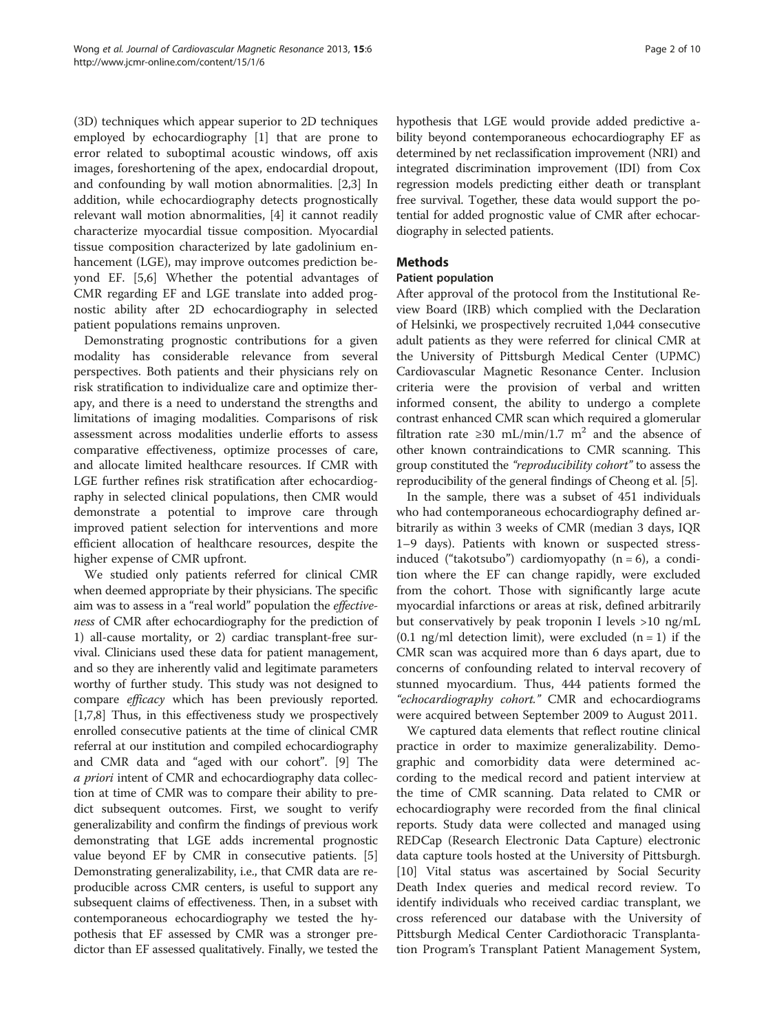(3D) techniques which appear superior to 2D techniques employed by echocardiography [1] that are prone to error related to suboptimal acoustic windows, off axis images, foreshortening of the apex, endocardial dropout, and confounding by wall motion abnormalities. [2,3] In addition, while echocardiography detects prognostically relevant wall motion abnormalities, [4] it cannot readily characterize myocardial tissue composition. Myocardial tissue composition characterized by late gadolinium enhancement (LGE), may improve outcomes prediction beyond EF. [5,6] Whether the potential advantages of CMR regarding EF and LGE translate into added prognostic ability after 2D echocardiography in selected patient populations remains unproven.

Demonstrating prognostic contributions for a given modality has considerable relevance from several perspectives. Both patients and their physicians rely on risk stratification to individualize care and optimize therapy, and there is a need to understand the strengths and limitations of imaging modalities. Comparisons of risk assessment across modalities underlie efforts to assess comparative effectiveness, optimize processes of care, and allocate limited healthcare resources. If CMR with LGE further refines risk stratification after echocardiography in selected clinical populations, then CMR would demonstrate a potential to improve care through improved patient selection for interventions and more efficient allocation of healthcare resources, despite the higher expense of CMR upfront.

We studied only patients referred for clinical CMR when deemed appropriate by their physicians. The specific aim was to assess in a "real world" population the *effectiveness* of CMR after echocardiography for the prediction of 1) all-cause mortality, or 2) cardiac transplant-free survival. Clinicians used these data for patient management, and so they are inherently valid and legitimate parameters worthy of further study. This study was not designed to compare *efficacy* which has been previously reported. [1,7,8] Thus, in this effectiveness study we prospectively enrolled consecutive patients at the time of clinical CMR referral at our institution and compiled echocardiography and CMR data and "aged with our cohort". [9] The *a priori* intent of CMR and echocardiography data collection at time of CMR was to compare their ability to predict subsequent outcomes. First, we sought to verify generalizability and confirm the findings of previous work demonstrating that LGE adds incremental prognostic value beyond EF by CMR in consecutive patients. [5] Demonstrating generalizability, i.e., that CMR data are reproducible across CMR centers, is useful to support any subsequent claims of effectiveness. Then, in a subset with contemporaneous echocardiography we tested the hypothesis that EF assessed by CMR was a stronger predictor than EF assessed qualitatively. Finally, we tested the hypothesis that LGE would provide added predictive ability beyond contemporaneous echocardiography EF as determined by net reclassification improvement (NRI) and integrated discrimination improvement (IDI) from Cox regression models predicting either death or transplant free survival. Together, these data would support the potential for added prognostic value of CMR after echocardiography in selected patients.

## Methods

### Patient population

After approval of the protocol from the Institutional Review Board (IRB) which complied with the Declaration of Helsinki, we prospectively recruited 1,044 consecutive adult patients as they were referred for clinical CMR at the University of Pittsburgh Medical Center (UPMC) Cardiovascular Magnetic Resonance Center. Inclusion criteria were the provision of verbal and written informed consent, the ability to undergo a complete contrast enhanced CMR scan which required a glomerular filtration rate $\geq$30 mL/min/1.7 $m^2$ and the absence of other known contraindications to CMR scanning. This group constituted the *"reproducibility cohort"* to assess the reproducibility of the general findings of Cheong et al. [5].

In the sample, there was a subset of 451 individuals who had contemporaneous echocardiography defined arbitrarily as within 3 weeks of CMR (median 3 days, IQR 1–9 days). Patients with known or suspected stress-induced ("takotsubo") cardiomyopathy (n = 6), a condition where the EF can change rapidly, were excluded from the cohort. Those with significantly large acute myocardial infarctions or areas at risk, defined arbitrarily but conservatively by peak troponin I levels >10 ng/mL (0.1 ng/ml detection limit), were excluded (n = 1) if the CMR scan was acquired more than 6 days apart, due to concerns of confounding related to interval recovery of stunned myocardium. Thus, 444 patients formed the *"echocardiography cohort."* CMR and echocardiograms were acquired between September 2009 to August 2011.

We captured data elements that reflect routine clinical practice in order to maximize generalizability. Demographic and comorbidity data were determined according to the medical record and patient interview at the time of CMR scanning. Data related to CMR or echocardiography were recorded from the final clinical reports. Study data were collected and managed using REDCap (Research Electronic Data Capture) electronic data capture tools hosted at the University of Pittsburgh. [10] Vital status was ascertained by Social Security Death Index queries and medical record review. To identify individuals who received cardiac transplant, we cross referenced our database with the University of Pittsburgh Medical Center Cardiothoracic Transplantation Program's Transplant Patient Management System,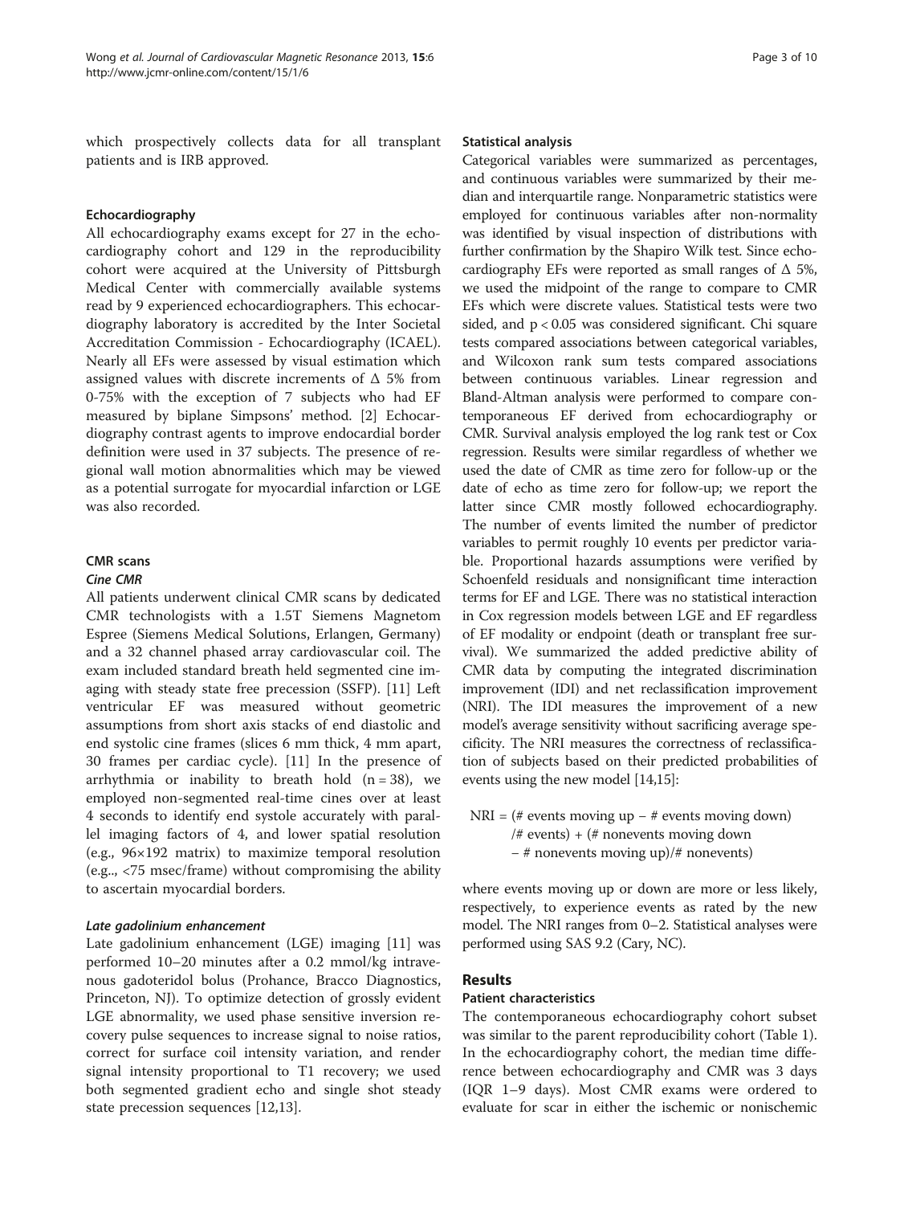which prospectively collects data for all transplant patients and is IRB approved.

### Echocardiography

All echocardiography exams except for 27 in the echocardiography cohort and 129 in the reproducibility cohort were acquired at the University of Pittsburgh Medical Center with commercially available systems read by 9 experienced echocardiographers. This echocardiography laboratory is accredited by the Inter Societal Accreditation Commission - Echocardiography (ICAEL). Nearly all EFs were assessed by visual estimation which assigned values with discrete increments of $\Delta$ 5% from 0-75% with the exception of 7 subjects who had EF measured by biplane Simpsons' method. [2] Echocardiography contrast agents to improve endocardial border definition were used in 37 subjects. The presence of regional wall motion abnormalities which may be viewed as a potential surrogate for myocardial infarction or LGE was also recorded.

### CMR scans

#### *Cine CMR*

All patients underwent clinical CMR scans by dedicated CMR technologists with a 1.5T Siemens Magnetom Espree (Siemens Medical Solutions, Erlangen, Germany) and a 32 channel phased array cardiovascular coil. The exam included standard breath held segmented cine imaging with steady state free precession (SSFP). [11] Left ventricular EF was measured without geometric assumptions from short axis stacks of end diastolic and end systolic cine frames (slices 6 mm thick, 4 mm apart, 30 frames per cardiac cycle). [11] In the presence of arrhythmia or inability to breath hold ($n = 38$), we employed non-segmented real-time cines over at least 4 seconds to identify end systole accurately with parallel imaging factors of 4, and lower spatial resolution (e.g., 96×192 matrix) to maximize temporal resolution (e.g.., <75 msec/frame) without compromising the ability to ascertain myocardial borders.

#### *Late gadolinium enhancement*

Late gadolinium enhancement (LGE) imaging [11] was performed 10–20 minutes after a 0.2 mmol/kg intravenous gadoteridol bolus (Prohance, Bracco Diagnostics, Princeton, NJ). To optimize detection of grossly evident LGE abnormality, we used phase sensitive inversion recovery pulse sequences to increase signal to noise ratios, correct for surface coil intensity variation, and render signal intensity proportional to T1 recovery; we used both segmented gradient echo and single shot steady state precession sequences [12,13].

### Statistical analysis

Categorical variables were summarized as percentages, and continuous variables were summarized by their median and interquartile range. Nonparametric statistics were employed for continuous variables after non-normality was identified by visual inspection of distributions with further confirmation by the Shapiro Wilk test. Since echocardiography EFs were reported as small ranges of $\Delta$ 5%, we used the midpoint of the range to compare to CMR EFs which were discrete values. Statistical tests were two sided, and $p < 0.05$ was considered significant. Chi square tests compared associations between categorical variables, and Wilcoxon rank sum tests compared associations between continuous variables. Linear regression and Bland-Altman analysis were performed to compare contemporaneous EF derived from echocardiography or CMR. Survival analysis employed the log rank test or Cox regression. Results were similar regardless of whether we used the date of CMR as time zero for follow-up or the date of echo as time zero for follow-up; we report the latter since CMR mostly followed echocardiography. The number of events limited the number of predictor variables to permit roughly 10 events per predictor variable. Proportional hazards assumptions were verified by Schoenfeld residuals and nonsignificant time interaction terms for EF and LGE. There was no statistical interaction in Cox regression models between LGE and EF regardless of EF modality or endpoint (death or transplant free survival). We summarized the added predictive ability of CMR data by computing the integrated discrimination improvement (IDI) and net reclassification improvement (NRI). The IDI measures the improvement of a new model's average sensitivity without sacrificing average specificity. The NRI measures the correctness of reclassification of subjects based on their predicted probabilities of events using the new model [14,15]:

$$\text{NRI} = (\#\text{ events moving up} - \#\text{ events moving down})/\#\text{ events}) + (\#\text{ nonevents moving down} - \#\text{ nonevents moving up})/\#\text{ nonevents})$$

where events moving up or down are more or less likely, respectively, to experience events as rated by the new model. The NRI ranges from 0–2. Statistical analyses were performed using SAS 9.2 (Cary, NC).

## Results

### Patient characteristics

The contemporaneous echocardiography cohort subset was similar to the parent reproducibility cohort (Table 1). In the echocardiography cohort, the median time difference between echocardiography and CMR was 3 days (IQR 1–9 days). Most CMR exams were ordered to evaluate for scar in either the ischemic or nonischemic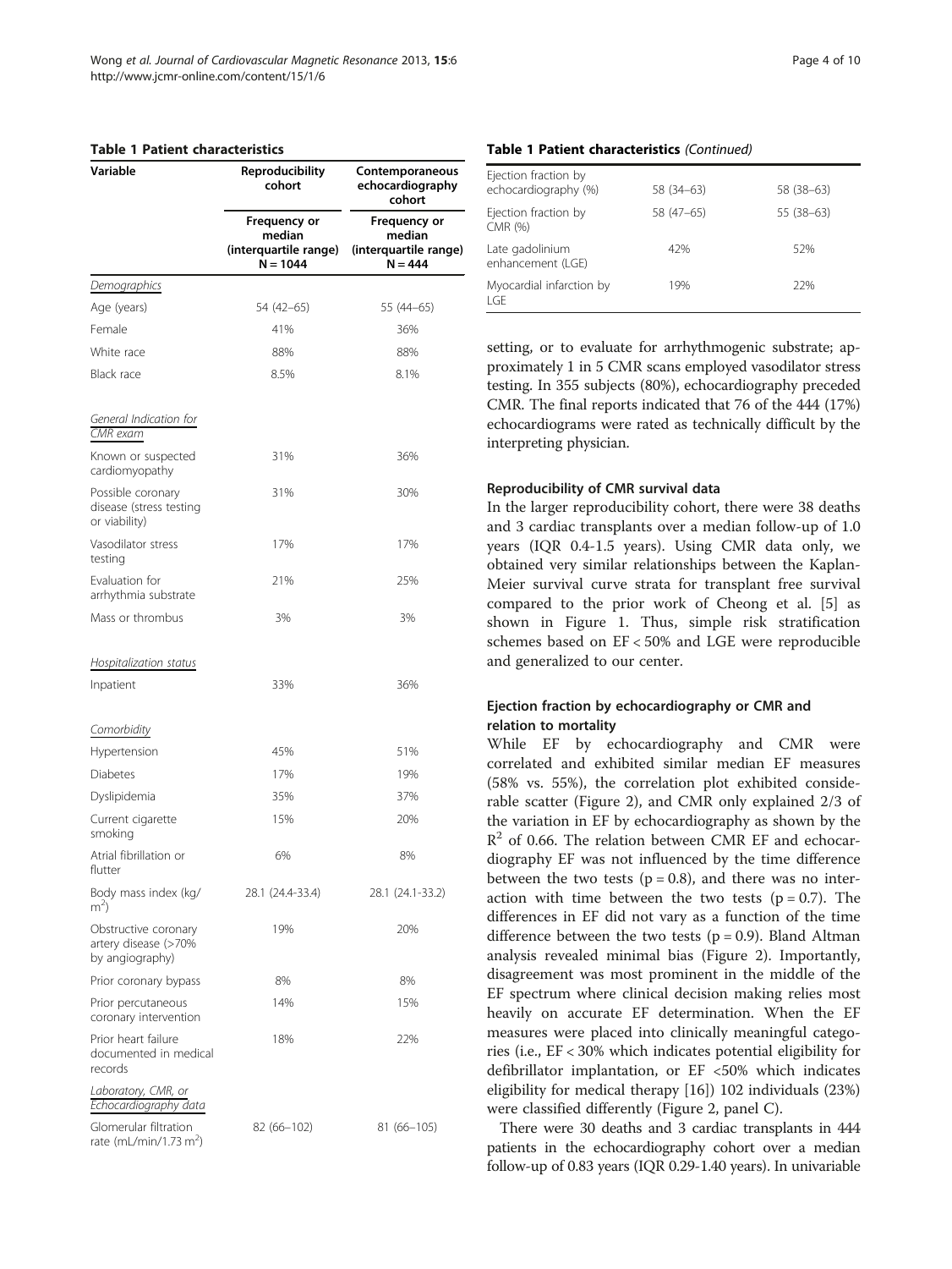**Table 1 Patient characteristics**

| Variable | Reproducibility cohort | Contemporaneous echocardiography cohort |
|---|---|---|
| | Frequency or median (interquartile range) N = 1044 | Frequency or median (interquartile range) N = 444 |
| *Demographics* | | |
| Age (years) | 54 (42–65) | 55 (44–65) |
| Female | 41% | 36% |
| White race | 88% | 88% |
| Black race | 8.5% | 8.1% |
| *General Indication for CMR exam* | | |
| Known or suspected cardiomyopathy | 31% | 36% |
| Possible coronary disease (stress testing or viability) | 31% | 30% |
| Vasodilator stress testing | 17% | 17% |
| Evaluation for arrhythmia substrate | 21% | 25% |
| Mass or thrombus | 3% | 3% |
| *Hospitalization status* | | |
| Inpatient | 33% | 36% |
| *Comorbidity* | | |
| Hypertension | 45% | 51% |
| Diabetes | 17% | 19% |
| Dyslipidemia | 35% | 37% |
| Current cigarette smoking | 15% | 20% |
| Atrial fibrillation or flutter | 6% | 8% |
| Body mass index (kg/$m^2$) | 28.1 (24.4-33.4) | 28.1 (24.1-33.2) |
| Obstructive coronary artery disease (>70% by angiography) | 19% | 20% |
| Prior coronary bypass | 8% | 8% |
| Prior percutaneous coronary intervention | 14% | 15% |
| Prior heart failure documented in medical records | 18% | 22% |
| *Laboratory, CMR, or Echocardiography data* | | |
| Glomerular filtration rate (mL/min/1.73 $m^2$) | 82 (66–102) | 81 (66–105) |
| Ejection fraction by echocardiography (%) | 58 (34–63) | 58 (38–63) |
| Ejection fraction by CMR (%) | 58 (47–65) | 55 (38–63) |
| Late gadolinium enhancement (LGE) | 42% | 52% |
| Myocardial infarction by LGE | 19% | 22% |

setting, or to evaluate for arrhythmogenic substrate; approximately 1 in 5 CMR scans employed vasodilator stress testing. In 355 subjects (80%), echocardiography preceded CMR. The final reports indicated that 76 of the 444 (17%) echocardiograms were rated as technically difficult by the interpreting physician.

#### Reproducibility of CMR survival data

In the larger reproducibility cohort, there were 38 deaths and 3 cardiac transplants over a median follow-up of 1.0 years (IQR 0.4-1.5 years). Using CMR data only, we obtained very similar relationships between the Kaplan-Meier survival curve strata for transplant free survival compared to the prior work of Cheong et al. [5] as shown in Figure 1. Thus, simple risk stratification schemes based on EF < 50% and LGE were reproducible and generalized to our center.

#### Ejection fraction by echocardiography or CMR and relation to mortality

While EF by echocardiography and CMR were correlated and exhibited similar median EF measures (58% vs. 55%), the correlation plot exhibited considerable scatter (Figure 2), and CMR only explained 2/3 of the variation in EF by echocardiography as shown by the $R^2$ of 0.66. The relation between CMR EF and echocardiography EF was not influenced by the time difference between the two tests ($p = 0.8$), and there was no interaction with time between the two tests ($p = 0.7$). The differences in EF did not vary as a function of the time difference between the two tests ($p = 0.9$). Bland Altman analysis revealed minimal bias (Figure 2). Importantly, disagreement was most prominent in the middle of the EF spectrum where clinical decision making relies most heavily on accurate EF determination. When the EF measures were placed into clinically meaningful categories (i.e., EF < 30% which indicates potential eligibility for defibrillator implantation, or EF <50% which indicates eligibility for medical therapy [16]) 102 individuals (23%) were classified differently (Figure 2, panel C).

There were 30 deaths and 3 cardiac transplants in 444 patients in the echocardiography cohort over a median follow-up of 0.83 years (IQR 0.29-1.40 years). In univariable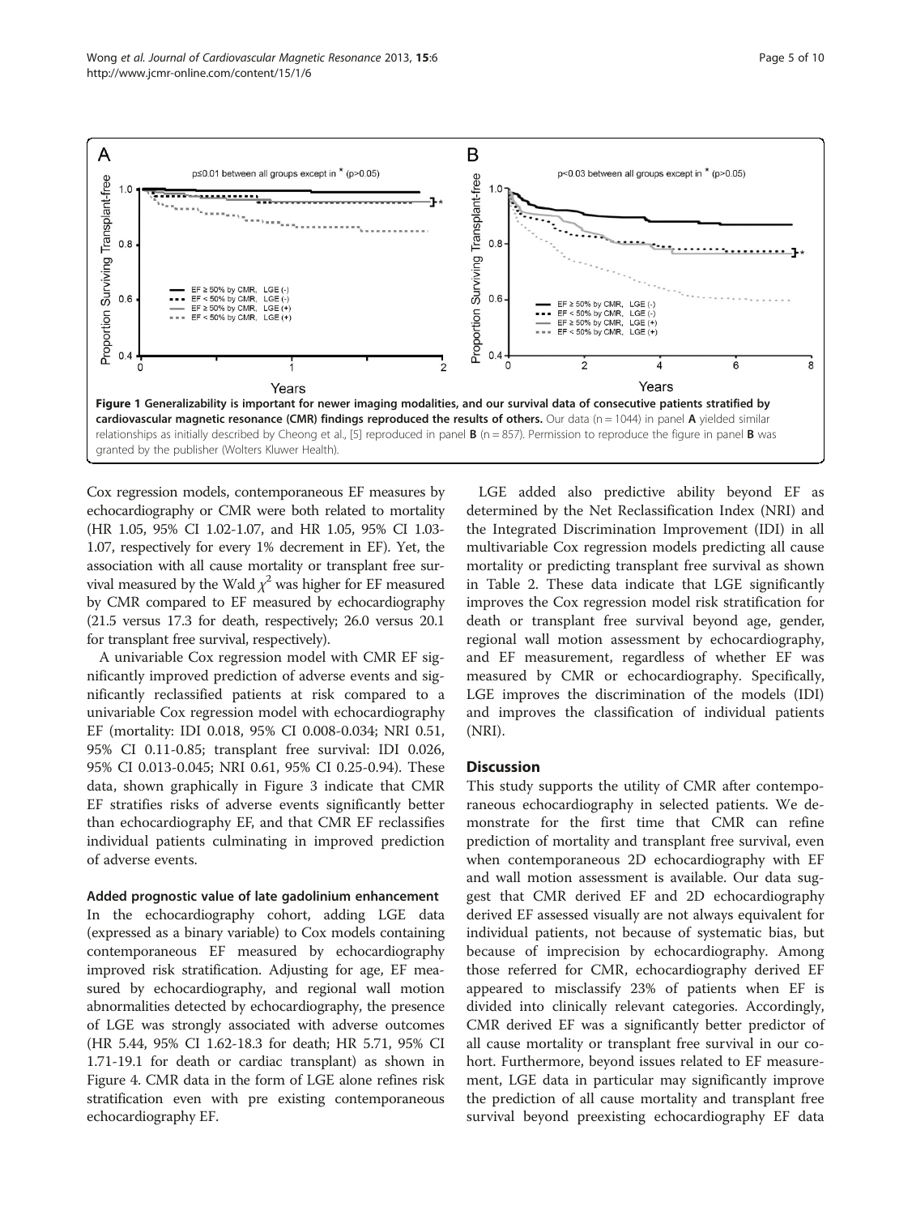Figure 1 **Generalizability is important for newer imaging modalities, and our survival data of consecutive patients stratified by cardiovascular magnetic resonance (CMR) findings reproduced the results of others.** Our data (n = 1044) in panel **A** yielded similar relationships as initially described by Cheong et al., [5] reproduced in panel **B** (n = 857). Permission to reproduce the figure in panel **B** was granted by the publisher (Wolters Kluwer Health).

Cox regression models, contemporaneous EF measures by echocardiography or CMR were both related to mortality (HR 1.05, 95% CI 1.02-1.07, and HR 1.05, 95% CI 1.03-1.07, respectively for every 1% decrement in EF). Yet, the association with all cause mortality or transplant free survival measured by the Wald $\chi^2$ was higher for EF measured by CMR compared to EF measured by echocardiography (21.5 versus 17.3 for death, respectively; 26.0 versus 20.1 for transplant free survival, respectively).

A univariable Cox regression model with CMR EF significantly improved prediction of adverse events and significantly reclassified patients at risk compared to a univariable Cox regression model with echocardiography EF (mortality: IDI 0.018, 95% CI 0.008-0.034; NRI 0.51, 95% CI 0.11-0.85; transplant free survival: IDI 0.026, 95% CI 0.013-0.045; NRI 0.61, 95% CI 0.25-0.94). These data, shown graphically in Figure 3 indicate that CMR EF stratifies risks of adverse events significantly better than echocardiography EF, and that CMR EF reclassifies individual patients culminating in improved prediction of adverse events.

### Added prognostic value of late gadolinium enhancement

In the echocardiography cohort, adding LGE data (expressed as a binary variable) to Cox models containing contemporaneous EF measured by echocardiography improved risk stratification. Adjusting for age, EF measured by echocardiography, and regional wall motion abnormalities detected by echocardiography, the presence of LGE was strongly associated with adverse outcomes (HR 5.44, 95% CI 1.62-18.3 for death; HR 5.71, 95% CI 1.71-19.1 for death or cardiac transplant) as shown in Figure 4. CMR data in the form of LGE alone refines risk stratification even with pre existing contemporaneous echocardiography EF.

LGE added also predictive ability beyond EF as determined by the Net Reclassification Index (NRI) and the Integrated Discrimination Improvement (IDI) in all multivariable Cox regression models predicting all cause mortality or predicting transplant free survival as shown in Table 2. These data indicate that LGE significantly improves the Cox regression model risk stratification for death or transplant free survival beyond age, gender, regional wall motion assessment by echocardiography, and EF measurement, regardless of whether EF was measured by CMR or echocardiography. Specifically, LGE improves the discrimination of the models (IDI) and improves the classification of individual patients (NRI).

## Discussion

This study supports the utility of CMR after contemporaneous echocardiography in selected patients. We demonstrate for the first time that CMR can refine prediction of mortality and transplant free survival, even when contemporaneous 2D echocardiography with EF and wall motion assessment is available. Our data suggest that CMR derived EF and 2D echocardiography derived EF assessed visually are not always equivalent for individual patients, not because of systematic bias, but because of imprecision by echocardiography. Among those referred for CMR, echocardiography derived EF appeared to misclassify 23% of patients when EF is divided into clinically relevant categories. Accordingly, CMR derived EF was a significantly better predictor of all cause mortality or transplant free survival in our cohort. Furthermore, beyond issues related to EF measurement, LGE data in particular may significantly improve the prediction of all cause mortality and transplant free survival beyond preexisting echocardiography EF data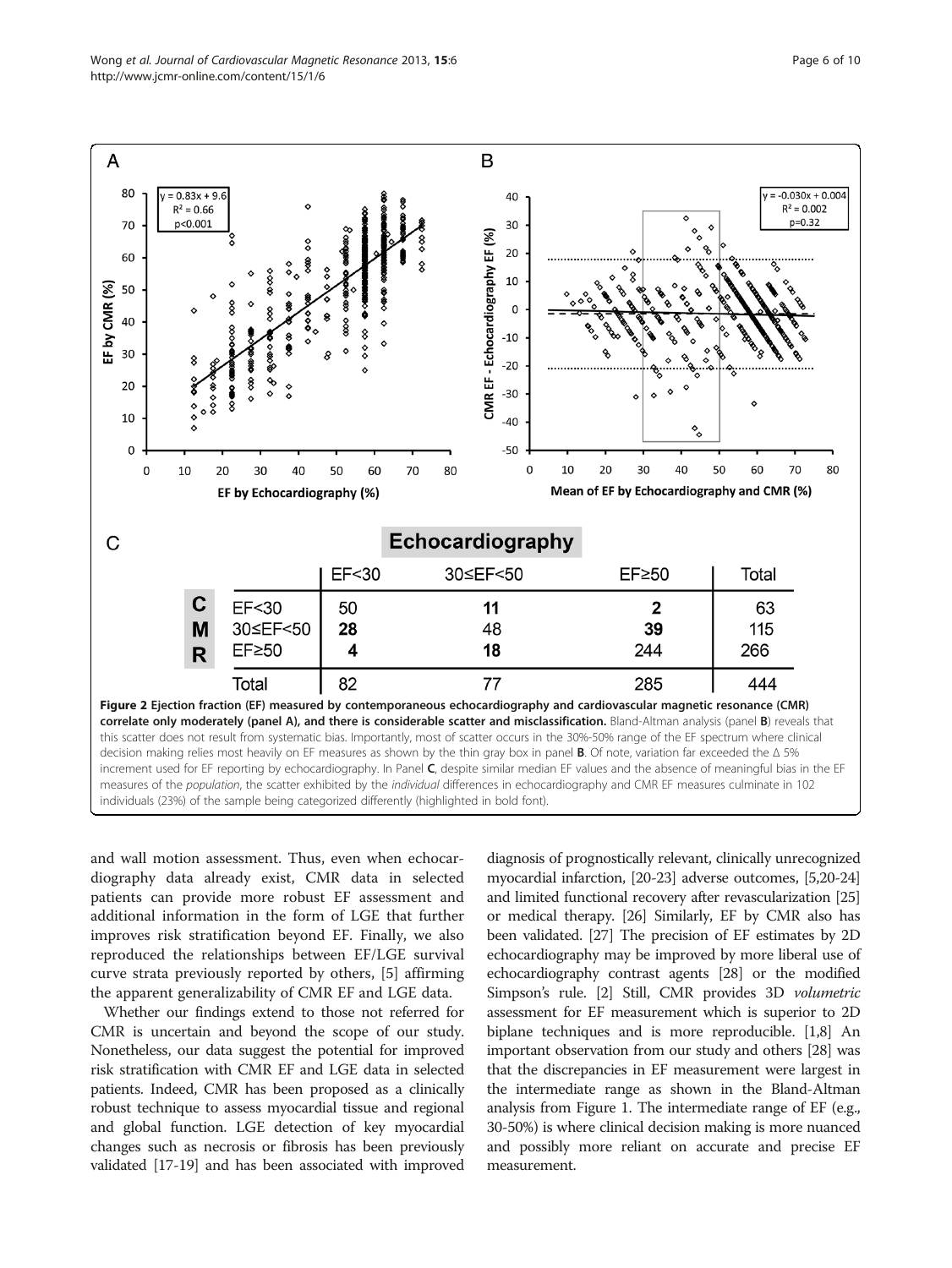| | | Echocardiography | | | |
|---|---|---|---|---|---|
| | | EF<30 | 30≤EF<50 | EF≥50 | Total |
| CMR | EF<30 | 50 | **11** | **2** | 63 |
| | 30≤EF<50 | **28** | 48 | **39** | 115 |
| | EF≥50 | **4** | **18** | 244 | 266 |
| | Total | 82 | 77 | 285 | 444 |

**Figure 2 Ejection fraction (EF) measured by contemporaneous echocardiography and cardiovascular magnetic resonance (CMR) correlate only moderately (panel A), and there is considerable scatter and misclassification.** Bland-Altman analysis (panel **B**) reveals that this scatter does not result from systematic bias. Importantly, most of scatter occurs in the 30%-50% range of the EF spectrum where clinical decision making relies most heavily on EF measures as shown by the thin gray box in panel **B**. Of note, variation far exceeded the Δ 5% increment used for EF reporting by echocardiography. In Panel **C**, despite similar median EF values and the absence of meaningful bias in the EF measures of the *population*, the scatter exhibited by the *individual* differences in echocardiography and CMR EF measures culminate in 102 individuals (23%) of the sample being categorized differently (highlighted in bold font).

and wall motion assessment. Thus, even when echocardiography data already exist, CMR data in selected patients can provide more robust EF assessment and additional information in the form of LGE that further improves risk stratification beyond EF. Finally, we also reproduced the relationships between EF/LGE survival curve strata previously reported by others, [5] affirming the apparent generalizability of CMR EF and LGE data.

Whether our findings extend to those not referred for CMR is uncertain and beyond the scope of our study. Nonetheless, our data suggest the potential for improved risk stratification with CMR EF and LGE data in selected patients. Indeed, CMR has been proposed as a clinically robust technique to assess myocardial tissue and regional and global function. LGE detection of key myocardial changes such as necrosis or fibrosis has been previously validated [17-19] and has been associated with improved diagnosis of prognostically relevant, clinically unrecognized myocardial infarction, [20-23] adverse outcomes, [5,20-24] and limited functional recovery after revascularization [25] or medical therapy. [26] Similarly, EF by CMR also has been validated. [27] The precision of EF estimates by 2D echocardiography may be improved by more liberal use of echocardiography contrast agents [28] or the modified Simpson's rule. [2] Still, CMR provides 3D *volumetric* assessment for EF measurement which is superior to 2D biplane techniques and is more reproducible. [1,8] An important observation from our study and others [28] was that the discrepancies in EF measurement were largest in the intermediate range as shown in the Bland-Altman analysis from Figure 1. The intermediate range of EF (e.g., 30-50%) is where clinical decision making is more nuanced and possibly more reliant on accurate and precise EF measurement.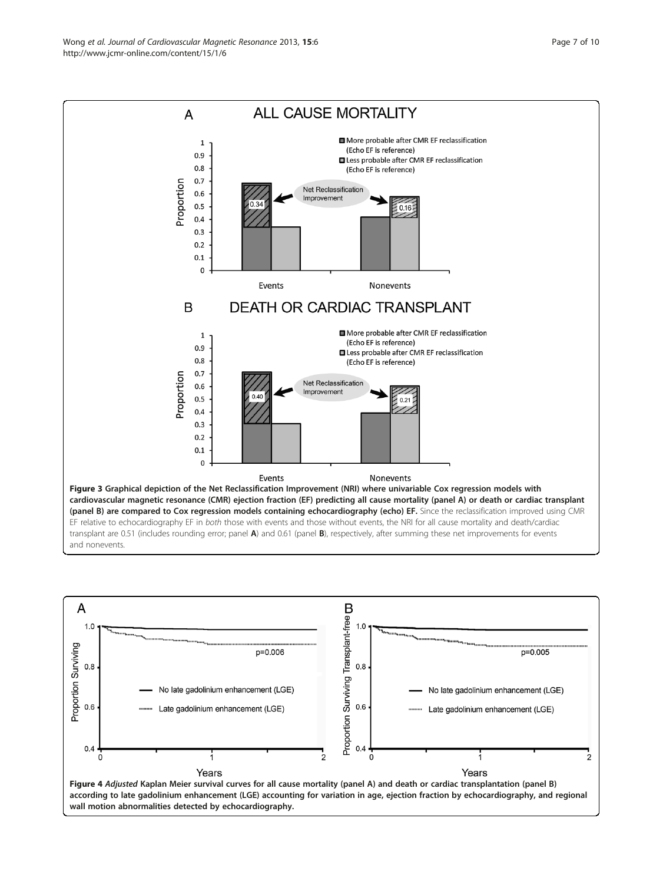**Figure 3 Graphical depiction of the Net Reclassification Improvement (NRI) where univariable Cox regression models with cardiovascular magnetic resonance (CMR) ejection fraction (EF) predicting all cause mortality (panel A) or death or cardiac transplant (panel B) are compared to Cox regression models containing echocardiography (echo) EF.** Since the reclassification improved using CMR EF relative to echocardiography EF in *both* those with events and those without events, the NRI for all cause mortality and death/cardiac transplant are 0.51 (includes rounding error; panel **A**) and 0.61 (panel **B**), respectively, after summing these net improvements for events and nonevents.

**Figure 4** ***Adjusted*** **Kaplan Meier survival curves for all cause mortality (panel A) and death or cardiac transplantation (panel B) according to late gadolinium enhancement (LGE) accounting for variation in age, ejection fraction by echocardiography, and regional wall motion abnormalities detected by echocardiography.**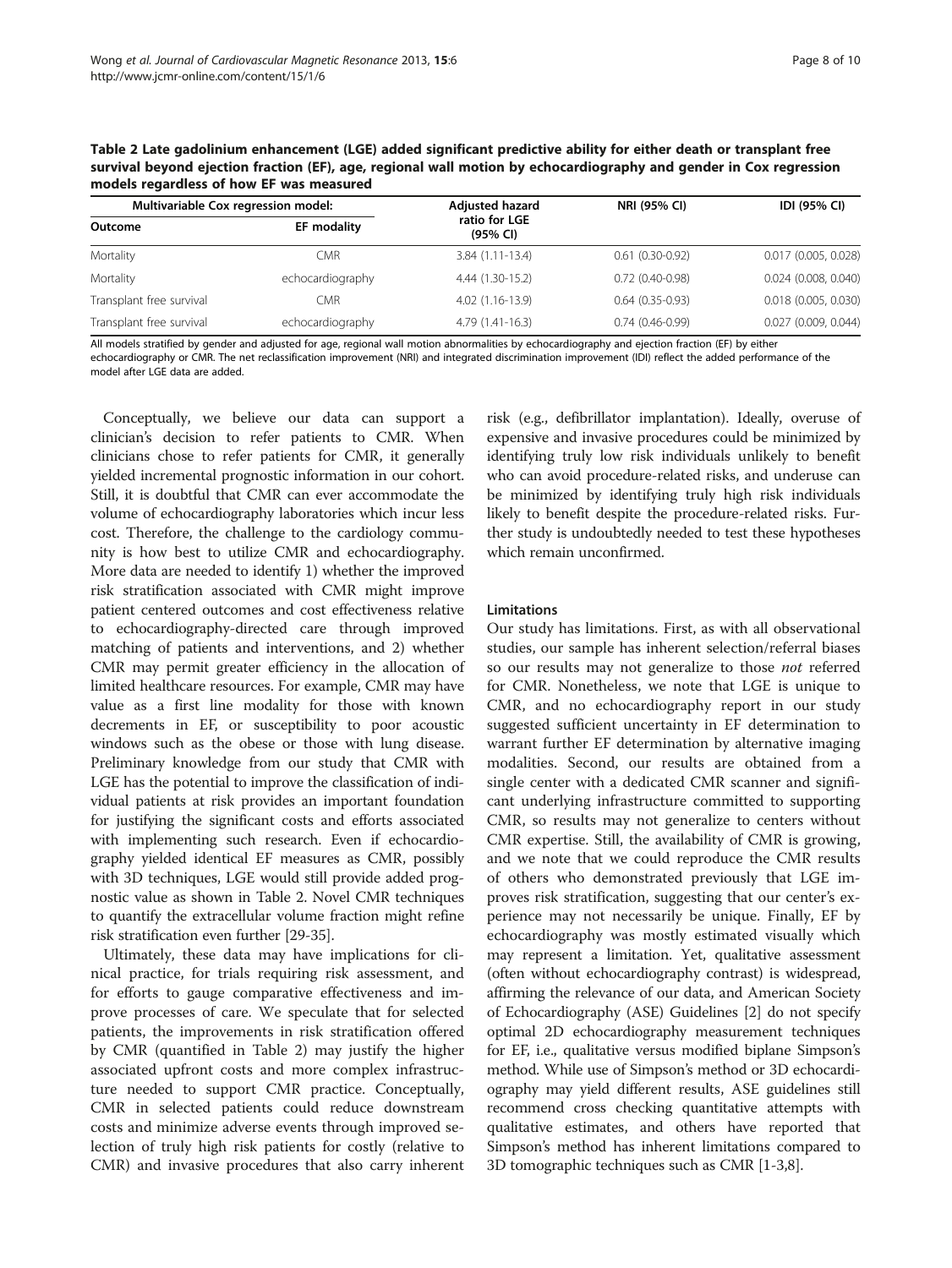**Table 2 Late gadolinium enhancement (LGE) added significant predictive ability for either death or transplant free survival beyond ejection fraction (EF), age, regional wall motion by echocardiography and gender in Cox regression models regardless of how EF was measured**

| Multivariable Cox regression model: | | Adjusted hazard ratio for LGE (95% CI) | NRI (95% CI) | IDI (95% CI) |
|---|---|---|---|---|
| **Outcome** | **EF modality** | | | |
| Mortality | CMR | 3.84 (1.11-13.4) | 0.61 (0.30-0.92) | 0.017 (0.005, 0.028) |
| Mortality | echocardiography | 4.44 (1.30-15.2) | 0.72 (0.40-0.98) | 0.024 (0.008, 0.040) |
| Transplant free survival | CMR | 4.02 (1.16-13.9) | 0.64 (0.35-0.93) | 0.018 (0.005, 0.030) |
| Transplant free survival | echocardiography | 4.79 (1.41-16.3) | 0.74 (0.46-0.99) | 0.027 (0.009, 0.044) |

All models stratified by gender and adjusted for age, regional wall motion abnormalities by echocardiography and ejection fraction (EF) by either echocardiography or CMR. The net reclassification improvement (NRI) and integrated discrimination improvement (IDI) reflect the added performance of the model after LGE data are added.

Conceptually, we believe our data can support a clinician's decision to refer patients to CMR. When clinicians chose to refer patients for CMR, it generally yielded incremental prognostic information in our cohort. Still, it is doubtful that CMR can ever accommodate the volume of echocardiography laboratories which incur less cost. Therefore, the challenge to the cardiology community is how best to utilize CMR and echocardiography. More data are needed to identify 1) whether the improved risk stratification associated with CMR might improve patient centered outcomes and cost effectiveness relative to echocardiography-directed care through improved matching of patients and interventions, and 2) whether CMR may permit greater efficiency in the allocation of limited healthcare resources. For example, CMR may have value as a first line modality for those with known decrements in EF, or susceptibility to poor acoustic windows such as the obese or those with lung disease. Preliminary knowledge from our study that CMR with LGE has the potential to improve the classification of individual patients at risk provides an important foundation for justifying the significant costs and efforts associated with implementing such research. Even if echocardiography yielded identical EF measures as CMR, possibly with 3D techniques, LGE would still provide added prognostic value as shown in Table 2. Novel CMR techniques to quantify the extracellular volume fraction might refine risk stratification even further [29-35].

Ultimately, these data may have implications for clinical practice, for trials requiring risk assessment, and for efforts to gauge comparative effectiveness and improve processes of care. We speculate that for selected patients, the improvements in risk stratification offered by CMR (quantified in Table 2) may justify the higher associated upfront costs and more complex infrastructure needed to support CMR practice. Conceptually, CMR in selected patients could reduce downstream costs and minimize adverse events through improved selection of truly high risk patients for costly (relative to CMR) and invasive procedures that also carry inherent risk (e.g., defibrillator implantation). Ideally, overuse of expensive and invasive procedures could be minimized by identifying truly low risk individuals unlikely to benefit who can avoid procedure-related risks, and underuse can be minimized by identifying truly high risk individuals likely to benefit despite the procedure-related risks. Further study is undoubtedly needed to test these hypotheses which remain unconfirmed.

### Limitations

Our study has limitations. First, as with all observational studies, our sample has inherent selection/referral biases so our results may not generalize to those *not* referred for CMR. Nonetheless, we note that LGE is unique to CMR, and no echocardiography report in our study suggested sufficient uncertainty in EF determination to warrant further EF determination by alternative imaging modalities. Second, our results are obtained from a single center with a dedicated CMR scanner and significant underlying infrastructure committed to supporting CMR, so results may not generalize to centers without CMR expertise. Still, the availability of CMR is growing, and we note that we could reproduce the CMR results of others who demonstrated previously that LGE improves risk stratification, suggesting that our center's experience may not necessarily be unique. Finally, EF by echocardiography was mostly estimated visually which may represent a limitation. Yet, qualitative assessment (often without echocardiography contrast) is widespread, affirming the relevance of our data, and American Society of Echocardiography (ASE) Guidelines [2] do not specify optimal 2D echocardiography measurement techniques for EF, i.e., qualitative versus modified biplane Simpson's method. While use of Simpson's method or 3D echocardiography may yield different results, ASE guidelines still recommend cross checking quantitative attempts with qualitative estimates, and others have reported that Simpson's method has inherent limitations compared to 3D tomographic techniques such as CMR [1-3,8].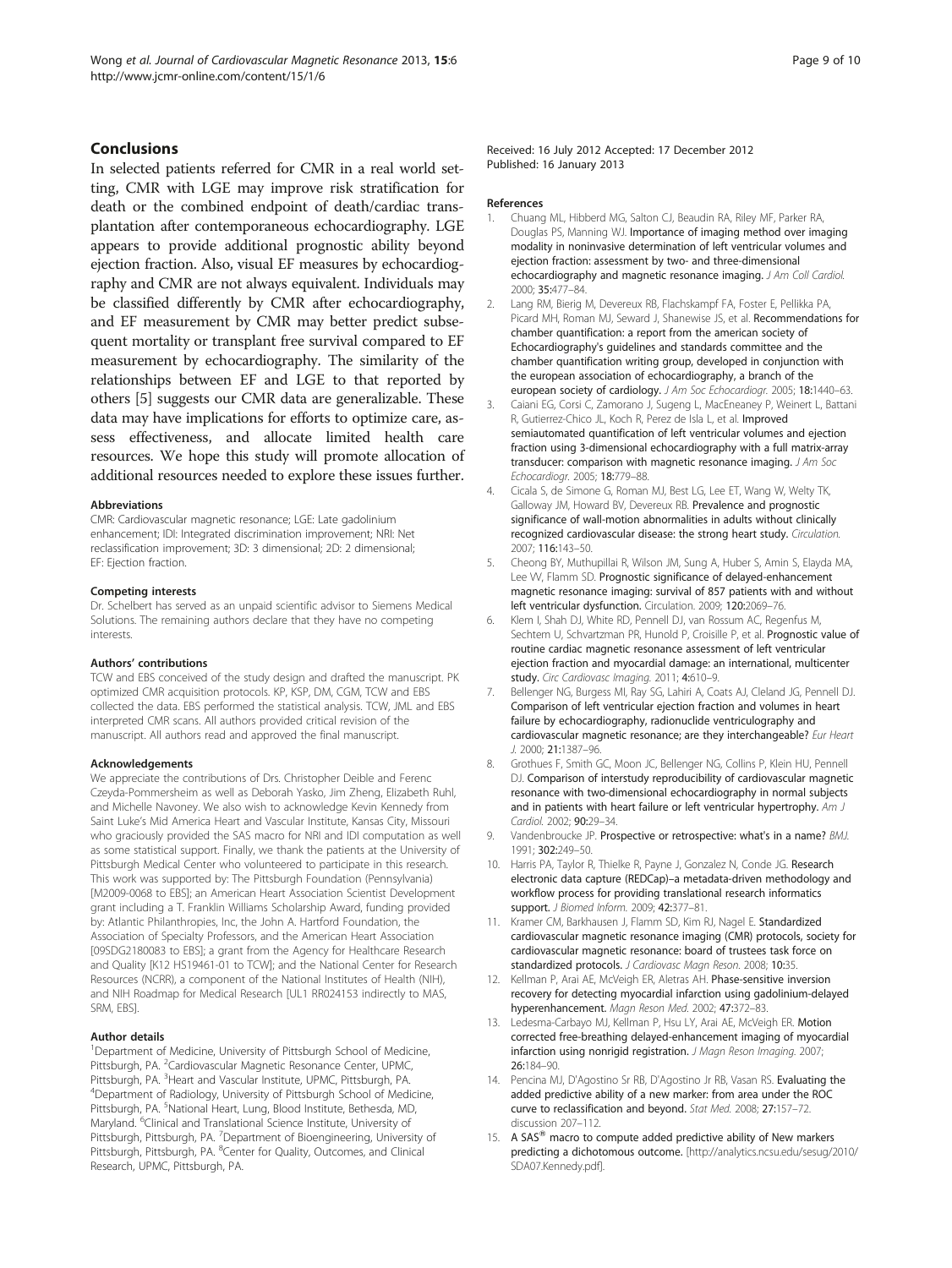## Conclusions

In selected patients referred for CMR in a real world setting, CMR with LGE may improve risk stratification for death or the combined endpoint of death/cardiac transplantation after contemporaneous echocardiography. LGE appears to provide additional prognostic ability beyond ejection fraction. Also, visual EF measures by echocardiography and CMR are not always equivalent. Individuals may be classified differently by CMR after echocardiography, and EF measurement by CMR may better predict subsequent mortality or transplant free survival compared to EF measurement by echocardiography. The similarity of the relationships between EF and LGE to that reported by others [5] suggests our CMR data are generalizable. These data may have implications for efforts to optimize care, assess effectiveness, and allocate limited health care resources. We hope this study will promote allocation of additional resources needed to explore these issues further.

#### Abbreviations

CMR: Cardiovascular magnetic resonance; LGE: Late gadolinium enhancement; IDI: Integrated discrimination improvement; NRI: Net reclassification improvement; 3D: 3 dimensional; 2D: 2 dimensional; EF: Ejection fraction.

#### Competing interests

Dr. Schelbert has served as an unpaid scientific advisor to Siemens Medical Solutions. The remaining authors declare that they have no competing interests.

#### Authors' contributions

TCW and EBS conceived of the study design and drafted the manuscript. PK optimized CMR acquisition protocols. KP, KSP, DM, CGM, TCW and EBS collected the data. EBS performed the statistical analysis. TCW, JML and EBS interpreted CMR scans. All authors provided critical revision of the manuscript. All authors read and approved the final manuscript.

#### Acknowledgements

We appreciate the contributions of Drs. Christopher Deible and Ferenc Czeyda-Pommersheim as well as Deborah Yasko, Jim Zheng, Elizabeth Ruhl, and Michelle Navoney. We also wish to acknowledge Kevin Kennedy from Saint Luke's Mid America Heart and Vascular Institute, Kansas City, Missouri who graciously provided the SAS macro for NRI and IDI computation as well as some statistical support. Finally, we thank the patients at the University of Pittsburgh Medical Center who volunteered to participate in this research. This work was supported by: The Pittsburgh Foundation (Pennsylvania) [M2009-0068 to EBS]; an American Heart Association Scientist Development grant including a T. Franklin Williams Scholarship Award, funding provided by: Atlantic Philanthropies, Inc, the John A. Hartford Foundation, the Association of Specialty Professors, and the American Heart Association [09SDG2180083 to EBS]; a grant from the Agency for Healthcare Research and Quality [K12 HS19461-01 to TCW]; and the National Center for Research Resources (NCRR), a component of the National Institutes of Health (NIH), and NIH Roadmap for Medical Research [UL1 RR024153 indirectly to MAS, SRM, EBS].

#### Author details

[1]Department of Medicine, University of Pittsburgh School of Medicine, Pittsburgh, PA. [2]Cardiovascular Magnetic Resonance Center, UPMC, Pittsburgh, PA. [3]Heart and Vascular Institute, UPMC, Pittsburgh, PA. [4]Department of Radiology, University of Pittsburgh School of Medicine, Pittsburgh, PA. [5]National Heart, Lung, Blood Institute, Bethesda, MD, Maryland. [6]Clinical and Translational Science Institute, University of Pittsburgh, Pittsburgh, PA. [7]Department of Bioengineering, University of Pittsburgh, Pittsburgh, PA. [8]Center for Quality, Outcomes, and Clinical Research, UPMC, Pittsburgh, PA.

Received: 16 July 2012 Accepted: 17 December 2012
Published: 16 January 2013

#### References

1. Chuang ML, Hibberd MG, Salton CJ, Beaudin RA, Riley MF, Parker RA, Douglas PS, Manning WJ. Importance of imaging method over imaging modality in noninvasive determination of left ventricular volumes and ejection fraction: assessment by two- and three-dimensional echocardiography and magnetic resonance imaging. *J Am Coll Cardiol.* 2000; 35:477–84.
2. Lang RM, Bierig M, Devereux RB, Flachskampf FA, Foster E, Pellikka PA, Picard MH, Roman MJ, Seward J, Shanewise JS, et al. Recommendations for chamber quantification: a report from the american society of Echocardiography's guidelines and standards committee and the chamber quantification writing group, developed in conjunction with the european association of echocardiography, a branch of the european society of cardiology. *J Am Soc Echocardiogr.* 2005; 18:1440–63.
3. Caiani EG, Corsi C, Zamorano J, Sugeng L, MacEneaney P, Weinert L, Battani R, Gutierrez-Chico JL, Koch R, Perez de Isla L, et al. Improved semiautomated quantification of left ventricular volumes and ejection fraction using 3-dimensional echocardiography with a full matrix-array transducer: comparison with magnetic resonance imaging. *J Am Soc Echocardiogr.* 2005; 18:779–88.
4. Cicala S, de Simone G, Roman MJ, Best LG, Lee ET, Wang W, Welty TK, Galloway JM, Howard BV, Devereux RB. Prevalence and prognostic significance of wall-motion abnormalities in adults without clinically recognized cardiovascular disease: the strong heart study. *Circulation.* 2007; 116:143–50.
5. Cheong BY, Muthupillai R, Wilson JM, Sung A, Huber S, Amin S, Elayda MA, Lee VV, Flamm SD. Prognostic significance of delayed-enhancement magnetic resonance imaging: survival of 857 patients with and without left ventricular dysfunction. Circulation. 2009; 120:2069–76.
6. Klem I, Shah DJ, White RD, Pennell DJ, van Rossum AC, Regenfus M, Sechtem U, Schvartzman PR, Hunold P, Croisille P, et al. Prognostic value of routine cardiac magnetic resonance assessment of left ventricular ejection fraction and myocardial damage: an international, multicenter study. *Circ Cardiovasc Imaging.* 2011; 4:610–9.
7. Bellenger NG, Burgess MI, Ray SG, Lahiri A, Coats AJ, Cleland JG, Pennell DJ. Comparison of left ventricular ejection fraction and volumes in heart failure by echocardiography, radionuclide ventriculography and cardiovascular magnetic resonance; are they interchangeable? *Eur Heart J.* 2000; 21:1387–96.
8. Grothues F, Smith GC, Moon JC, Bellenger NG, Collins P, Klein HU, Pennell DJ. Comparison of interstudy reproducibility of cardiovascular magnetic resonance with two-dimensional echocardiography in normal subjects and in patients with heart failure or left ventricular hypertrophy. *Am J Cardiol.* 2002; 90:29–34.
9. Vandenbroucke JP. Prospective or retrospective: what's in a name? *BMJ.* 1991; 302:249–50.
10. Harris PA, Taylor R, Thielke R, Payne J, Gonzalez N, Conde JG. Research electronic data capture (REDCap)–a metadata-driven methodology and workflow process for providing translational research informatics support. *J Biomed Inform.* 2009; 42:377–81.
11. Kramer CM, Barkhausen J, Flamm SD, Kim RJ, Nagel E. Standardized cardiovascular magnetic resonance imaging (CMR) protocols, society for cardiovascular magnetic resonance: board of trustees task force on standardized protocols. *J Cardiovasc Magn Reson.* 2008; 10:35.
12. Kellman P, Arai AE, McVeigh ER, Aletras AH. Phase-sensitive inversion recovery for detecting myocardial infarction using gadolinium-delayed hyperenhancement. *Magn Reson Med.* 2002; 47:372–83.
13. Ledesma-Carbayo MJ, Kellman P, Hsu LY, Arai AE, McVeigh ER. Motion corrected free-breathing delayed-enhancement imaging of myocardial infarction using nonrigid registration. *J Magn Reson Imaging.* 2007; 26:184–90.
14. Pencina MJ, D'Agostino Sr RB, D'Agostino Jr RB, Vasan RS. Evaluating the added predictive ability of a new marker: from area under the ROC curve to reclassification and beyond. *Stat Med.* 2008; 27:157–72. discussion 207–112.
15. A SAS® macro to compute added predictive ability of New markers predicting a dichotomous outcome. [http://analytics.ncsu.edu/sesug/2010/SDA07.Kennedy.pdf].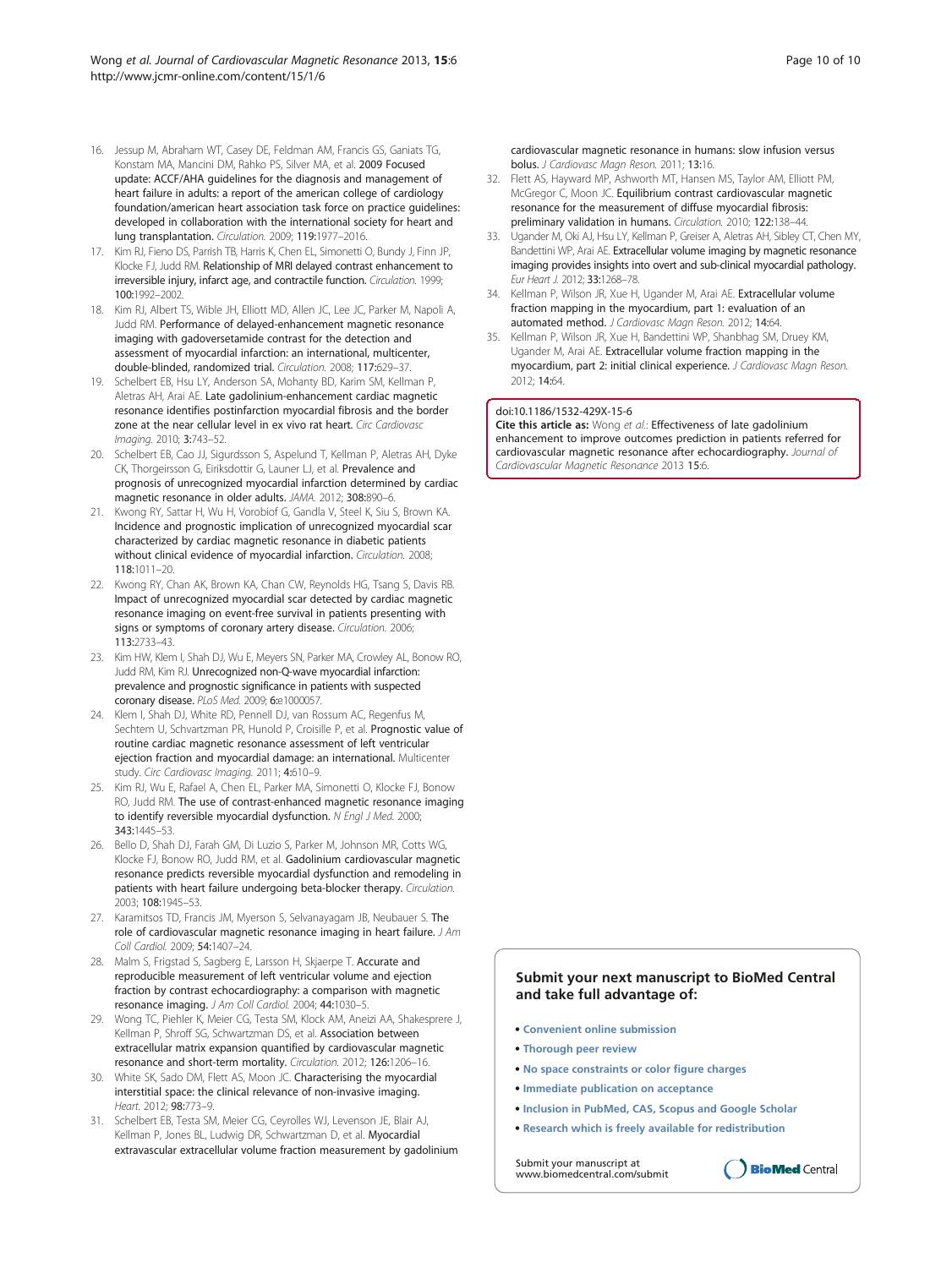16. Jessup M, Abraham WT, Casey DE, Feldman AM, Francis GS, Ganiats TG, Konstam MA, Mancini DM, Rahko PS, Silver MA, et al. **2009 Focused update: ACCF/AHA guidelines for the diagnosis and management of heart failure in adults: a report of the american college of cardiology foundation/american heart association task force on practice guidelines: developed in collaboration with the international society for heart and lung transplantation.** *Circulation.* 2009; **119:**1977–2016.
17. Kim RJ, Fieno DS, Parrish TB, Harris K, Chen EL, Simonetti O, Bundy J, Finn JP, Klocke FJ, Judd RM. **Relationship of MRI delayed contrast enhancement to irreversible injury, infarct age, and contractile function.** *Circulation.* 1999; **100:**1992–2002.
18. Kim RJ, Albert TS, Wible JH, Elliott MD, Allen JC, Lee JC, Parker M, Napoli A, Judd RM. **Performance of delayed-enhancement magnetic resonance imaging with gadoversetamide contrast for the detection and assessment of myocardial infarction: an international, multicenter, double-blinded, randomized trial.** *Circulation.* 2008; **117:**629–37.
19. Schelbert EB, Hsu LY, Anderson SA, Mohanty BD, Karim SM, Kellman P, Aletras AH, Arai AE. **Late gadolinium-enhancement cardiac magnetic resonance identifies postinfarction myocardial fibrosis and the border zone at the near cellular level in ex vivo rat heart.** *Circ Cardiovasc Imaging.* 2010; **3:**743–52.
20. Schelbert EB, Cao JJ, Sigurdsson S, Aspelund T, Kellman P, Aletras AH, Dyke CK, Thorgeirsson G, Eiriksdottir G, Launer LJ, et al. **Prevalence and prognosis of unrecognized myocardial infarction determined by cardiac magnetic resonance in older adults.** *JAMA.* 2012; **308:**890–6.
21. Kwong RY, Sattar H, Wu H, Vorobiof G, Gandla V, Steel K, Siu S, Brown KA. **Incidence and prognostic implication of unrecognized myocardial scar characterized by cardiac magnetic resonance in diabetic patients without clinical evidence of myocardial infarction.** *Circulation.* 2008; **118:**1011–20.
22. Kwong RY, Chan AK, Brown KA, Chan CW, Reynolds HG, Tsang S, Davis RB. **Impact of unrecognized myocardial scar detected by cardiac magnetic resonance imaging on event-free survival in patients presenting with signs or symptoms of coronary artery disease.** *Circulation.* 2006; **113:**2733–43.
23. Kim HW, Klem I, Shah DJ, Wu E, Meyers SN, Parker MA, Crowley AL, Bonow RO, Judd RM, Kim RJ. **Unrecognized non-Q-wave myocardial infarction: prevalence and prognostic significance in patients with suspected coronary disease.** *PLoS Med.* 2009; **6:**e1000057.
24. Klem I, Shah DJ, White RD, Pennell DJ, van Rossum AC, Regenfus M, Sechtem U, Schvartzman PR, Hunold P, Croisille P, et al. **Prognostic value of routine cardiac magnetic resonance assessment of left ventricular ejection fraction and myocardial damage: an international.** Multicenter study. *Circ Cardiovasc Imaging.* 2011; **4:**610–9.
25. Kim RJ, Wu E, Rafael A, Chen EL, Parker MA, Simonetti O, Klocke FJ, Bonow RO, Judd RM. **The use of contrast-enhanced magnetic resonance imaging to identify reversible myocardial dysfunction.** *N Engl J Med.* 2000; **343:**1445–53.
26. Bello D, Shah DJ, Farah GM, Di Luzio S, Parker M, Johnson MR, Cotts WG, Klocke FJ, Bonow RO, Judd RM, et al. **Gadolinium cardiovascular magnetic resonance predicts reversible myocardial dysfunction and remodeling in patients with heart failure undergoing beta-blocker therapy.** *Circulation.* 2003; **108:**1945–53.
27. Karamitsos TD, Francis JM, Myerson S, Selvanayagam JB, Neubauer S. **The role of cardiovascular magnetic resonance imaging in heart failure.** *J Am Coll Cardiol.* 2009; **54:**1407–24.
28. Malm S, Frigstad S, Sagberg E, Larsson H, Skjaerpe T. **Accurate and reproducible measurement of left ventricular volume and ejection fraction by contrast echocardiography: a comparison with magnetic resonance imaging.** *J Am Coll Cardiol.* 2004; **44:**1030–5.
29. Wong TC, Piehler K, Meier CG, Testa SM, Klock AM, Aneizi AA, Shakesprere J, Kellman P, Shroff SG, Schwartzman DS, et al. **Association between extracellular matrix expansion quantified by cardiovascular magnetic resonance and short-term mortality.** *Circulation.* 2012; **126:**1206–16.
30. White SK, Sado DM, Flett AS, Moon JC. **Characterising the myocardial interstitial space: the clinical relevance of non-invasive imaging.** *Heart.* 2012; **98:**773–9.
31. Schelbert EB, Testa SM, Meier CG, Ceyrolles WJ, Levenson JE, Blair AJ, Kellman P, Jones BL, Ludwig DR, Schwartzman D, et al. **Myocardial extravascular extracellular volume fraction measurement by gadolinium cardiovascular magnetic resonance in humans: slow infusion versus bolus.** *J Cardiovasc Magn Reson.* 2011; **13:**16.
32. Flett AS, Hayward MP, Ashworth MT, Hansen MS, Taylor AM, Elliott PM, McGregor C, Moon JC. **Equilibrium contrast cardiovascular magnetic resonance for the measurement of diffuse myocardial fibrosis: preliminary validation in humans.** *Circulation.* 2010; **122:**138–44.
33. Ugander M, Oki AJ, Hsu LY, Kellman P, Greiser A, Aletras AH, Sibley CT, Chen MY, Bandettini WP, Arai AE. **Extracellular volume imaging by magnetic resonance imaging provides insights into overt and sub-clinical myocardial pathology.** *Eur Heart J.* 2012; **33:**1268–78.
34. Kellman P, Wilson JR, Xue H, Ugander M, Arai AE. **Extracellular volume fraction mapping in the myocardium, part 1: evaluation of an automated method.** *J Cardiovasc Magn Reson.* 2012; **14:**64.
35. Kellman P, Wilson JR, Xue H, Bandettini WP, Shanbhag SM, Druey KM, Ugander M, Arai AE. **Extracellular volume fraction mapping in the myocardium, part 2: initial clinical experience.** *J Cardiovasc Magn Reson.* 2012; **14:**64.

doi:10.1186/1532-429X-15-6

**Cite this article as:** Wong *et al.*: Effectiveness of late gadolinium enhancement to improve outcomes prediction in patients referred for cardiovascular magnetic resonance after echocardiography. *Journal of Cardiovascular Magnetic Resonance* 2013 **15**:6.

**Submit your next manuscript to BioMed Central and take full advantage of:**

- **Convenient online submission**
- **Thorough peer review**
- **No space constraints or color figure charges**
- **Immediate publication on acceptance**
- **Inclusion in PubMed, CAS, Scopus and Google Scholar**
- **Research which is freely available for redistribution**

Submit your manuscript at
www.biomedcentral.com/submit

BioMed Central